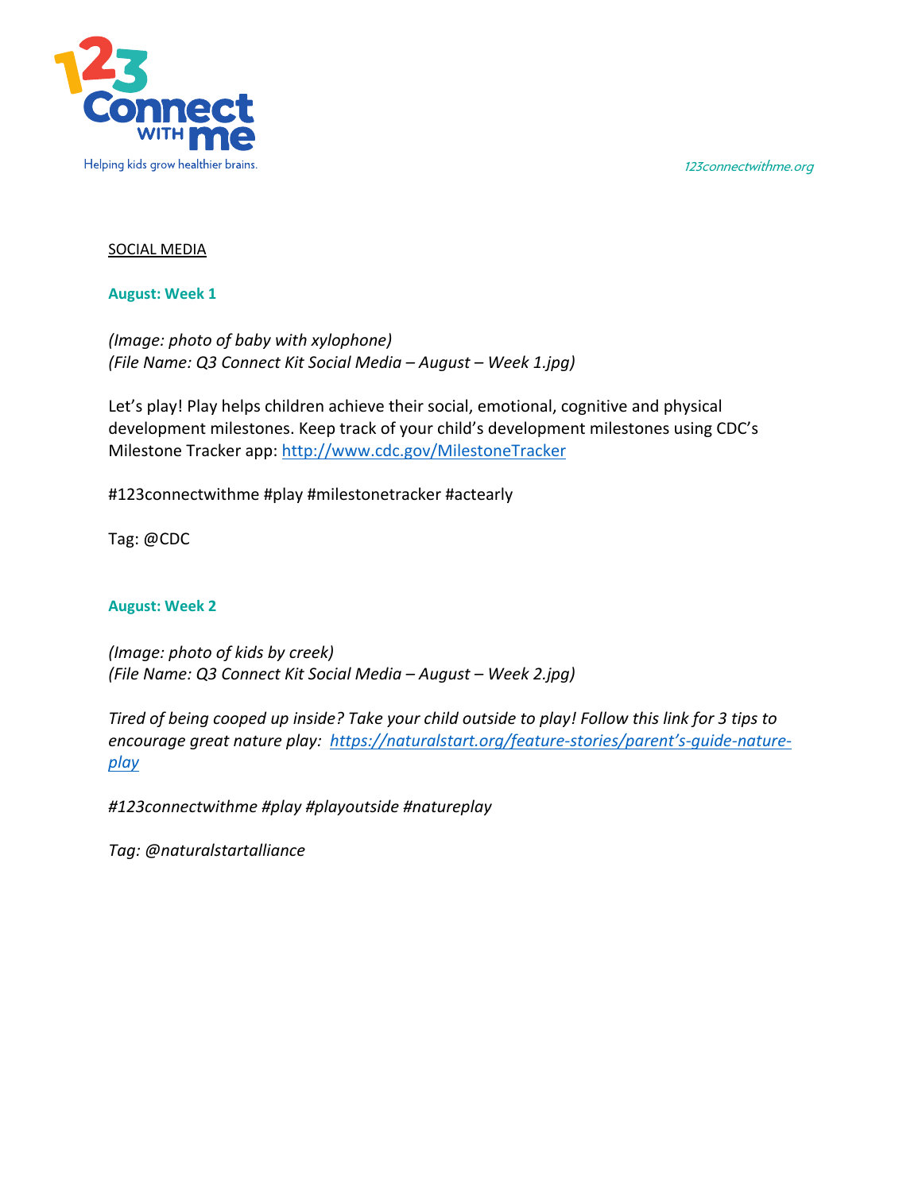123 Connect with me

Helping kids grow healthier brains.

123connectwithme.org

SOCIAL MEDIA

**August: Week 1**

*(Image: photo of baby with xylophone)*
*(File Name: Q3 Connect Kit Social Media – August – Week 1.jpg)*

Let's play! Play helps children achieve their social, emotional, cognitive and physical development milestones. Keep track of your child's development milestones using CDC's Milestone Tracker app: http://www.cdc.gov/MilestoneTracker

#123connectwithme #play #milestonetracker #actearly

Tag: @CDC

**August: Week 2**

*(Image: photo of kids by creek)*
*(File Name: Q3 Connect Kit Social Media – August – Week 2.jpg)*

*Tired of being cooped up inside? Take your child outside to play! Follow this link for 3 tips to encourage great nature play: https://naturalstart.org/feature-stories/parent's-guide-nature-play*

*#123connectwithme #play #playoutside #natureplay*

*Tag: @naturalstartalliance*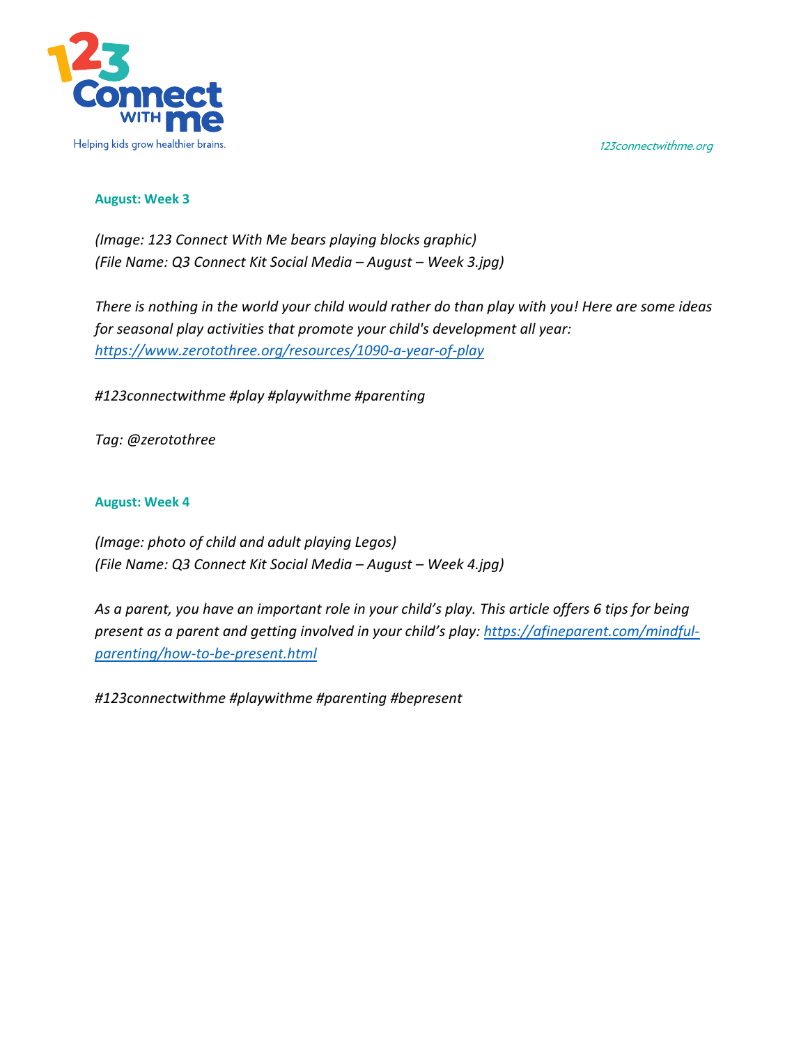**August: Week 3**

*(Image: 123 Connect With Me bears playing blocks graphic)*
*(File Name: Q3 Connect Kit Social Media – August – Week 3.jpg)*

*There is nothing in the world your child would rather do than play with you! Here are some ideas for seasonal play activities that promote your child's development all year: https://www.zerotothree.org/resources/1090-a-year-of-play*

*#123connectwithme #play #playwithme #parenting*

*Tag: @zerotothree*

**August: Week 4**

*(Image: photo of child and adult playing Legos)*
*(File Name: Q3 Connect Kit Social Media – August – Week 4.jpg)*

*As a parent, you have an important role in your child's play. This article offers 6 tips for being present as a parent and getting involved in your child's play: https://afineparent.com/mindful-parenting/how-to-be-present.html*

*#123connectwithme #playwithme #parenting #bepresent*